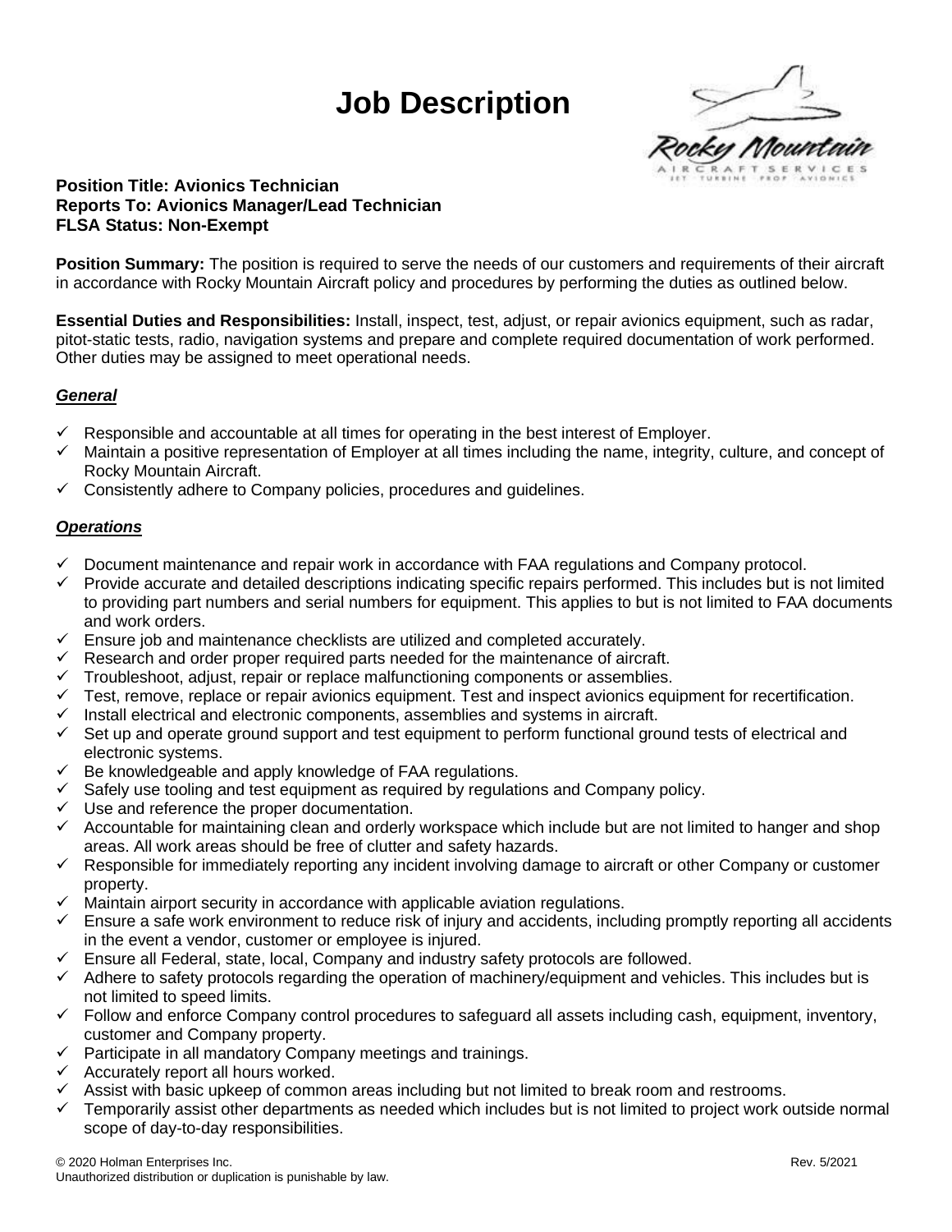# Job Description

**Position Title: Avionics Technician**
**Reports To: Avionics Manager/Lead Technician**
**FLSA Status: Non-Exempt**

**Position Summary:** The position is required to serve the needs of our customers and requirements of their aircraft in accordance with Rocky Mountain Aircraft policy and procedures by performing the duties as outlined below.

**Essential Duties and Responsibilities:** Install, inspect, test, adjust, or repair avionics equipment, such as radar, pitot-static tests, radio, navigation systems and prepare and complete required documentation of work performed. Other duties may be assigned to meet operational needs.

***General***

- ✓ Responsible and accountable at all times for operating in the best interest of Employer.
- ✓ Maintain a positive representation of Employer at all times including the name, integrity, culture, and concept of Rocky Mountain Aircraft.
- ✓ Consistently adhere to Company policies, procedures and guidelines.

***Operations***

- ✓ Document maintenance and repair work in accordance with FAA regulations and Company protocol.
- ✓ Provide accurate and detailed descriptions indicating specific repairs performed. This includes but is not limited to providing part numbers and serial numbers for equipment. This applies to but is not limited to FAA documents and work orders.
- ✓ Ensure job and maintenance checklists are utilized and completed accurately.
- ✓ Research and order proper required parts needed for the maintenance of aircraft.
- ✓ Troubleshoot, adjust, repair or replace malfunctioning components or assemblies.
- ✓ Test, remove, replace or repair avionics equipment. Test and inspect avionics equipment for recertification.
- ✓ Install electrical and electronic components, assemblies and systems in aircraft.
- ✓ Set up and operate ground support and test equipment to perform functional ground tests of electrical and electronic systems.
- ✓ Be knowledgeable and apply knowledge of FAA regulations.
- ✓ Safely use tooling and test equipment as required by regulations and Company policy.
- ✓ Use and reference the proper documentation.
- ✓ Accountable for maintaining clean and orderly workspace which include but are not limited to hanger and shop areas. All work areas should be free of clutter and safety hazards.
- ✓ Responsible for immediately reporting any incident involving damage to aircraft or other Company or customer property.
- ✓ Maintain airport security in accordance with applicable aviation regulations.
- ✓ Ensure a safe work environment to reduce risk of injury and accidents, including promptly reporting all accidents in the event a vendor, customer or employee is injured.
- ✓ Ensure all Federal, state, local, Company and industry safety protocols are followed.
- ✓ Adhere to safety protocols regarding the operation of machinery/equipment and vehicles. This includes but is not limited to speed limits.
- ✓ Follow and enforce Company control procedures to safeguard all assets including cash, equipment, inventory, customer and Company property.
- ✓ Participate in all mandatory Company meetings and trainings.
- ✓ Accurately report all hours worked.
- ✓ Assist with basic upkeep of common areas including but not limited to break room and restrooms.
- ✓ Temporarily assist other departments as needed which includes but is not limited to project work outside normal scope of day-to-day responsibilities.

© 2020 Holman Enterprises Inc. Rev. 5/2021
Unauthorized distribution or duplication is punishable by law.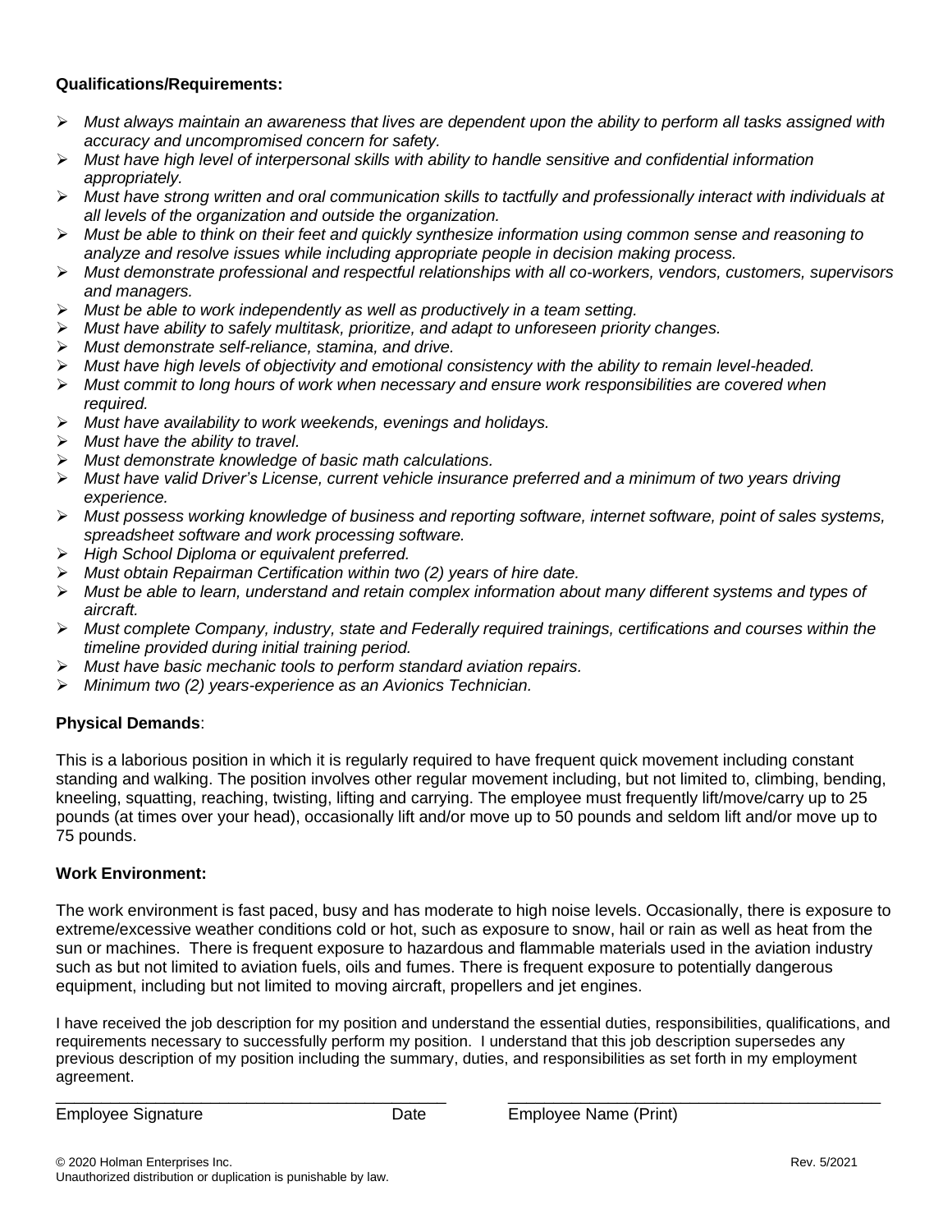**Qualifications/Requirements:**

- *Must always maintain an awareness that lives are dependent upon the ability to perform all tasks assigned with accuracy and uncompromised concern for safety.*
- *Must have high level of interpersonal skills with ability to handle sensitive and confidential information appropriately.*
- *Must have strong written and oral communication skills to tactfully and professionally interact with individuals at all levels of the organization and outside the organization.*
- *Must be able to think on their feet and quickly synthesize information using common sense and reasoning to analyze and resolve issues while including appropriate people in decision making process.*
- *Must demonstrate professional and respectful relationships with all co-workers, vendors, customers, supervisors and managers.*
- *Must be able to work independently as well as productively in a team setting.*
- *Must have ability to safely multitask, prioritize, and adapt to unforeseen priority changes.*
- *Must demonstrate self-reliance, stamina, and drive.*
- *Must have high levels of objectivity and emotional consistency with the ability to remain level-headed.*
- *Must commit to long hours of work when necessary and ensure work responsibilities are covered when required.*
- *Must have availability to work weekends, evenings and holidays.*
- *Must have the ability to travel.*
- *Must demonstrate knowledge of basic math calculations.*
- *Must have valid Driver's License, current vehicle insurance preferred and a minimum of two years driving experience.*
- *Must possess working knowledge of business and reporting software, internet software, point of sales systems, spreadsheet software and work processing software.*
- *High School Diploma or equivalent preferred.*
- *Must obtain Repairman Certification within two (2) years of hire date.*
- *Must be able to learn, understand and retain complex information about many different systems and types of aircraft.*
- *Must complete Company, industry, state and Federally required trainings, certifications and courses within the timeline provided during initial training period.*
- *Must have basic mechanic tools to perform standard aviation repairs.*
- *Minimum two (2) years-experience as an Avionics Technician.*

**Physical Demands**:

This is a laborious position in which it is regularly required to have frequent quick movement including constant standing and walking. The position involves other regular movement including, but not limited to, climbing, bending, kneeling, squatting, reaching, twisting, lifting and carrying. The employee must frequently lift/move/carry up to 25 pounds (at times over your head), occasionally lift and/or move up to 50 pounds and seldom lift and/or move up to 75 pounds.

**Work Environment:**

The work environment is fast paced, busy and has moderate to high noise levels. Occasionally, there is exposure to extreme/excessive weather conditions cold or hot, such as exposure to snow, hail or rain as well as heat from the sun or machines. There is frequent exposure to hazardous and flammable materials used in the aviation industry such as but not limited to aviation fuels, oils and fumes. There is frequent exposure to potentially dangerous equipment, including but not limited to moving aircraft, propellers and jet engines.

I have received the job description for my position and understand the essential duties, responsibilities, qualifications, and requirements necessary to successfully perform my position. I understand that this job description supersedes any previous description of my position including the summary, duties, and responsibilities as set forth in my employment agreement.

\_\_\_\_\_\_\_\_\_\_\_\_\_\_\_\_\_\_\_\_\_\_\_\_\_\_\_\_\_\_\_\_\_\_\_\_\_\_\_\_ \_\_\_\_\_\_\_\_\_\_\_\_\_\_\_\_\_\_\_\_\_\_\_\_\_\_\_\_\_\_\_\_\_\_\_\_\_\_\_\_

Employee Signature Date Employee Name (Print)

© 2020 Holman Enterprises Inc. Rev. 5/2021
Unauthorized distribution or duplication is punishable by law.